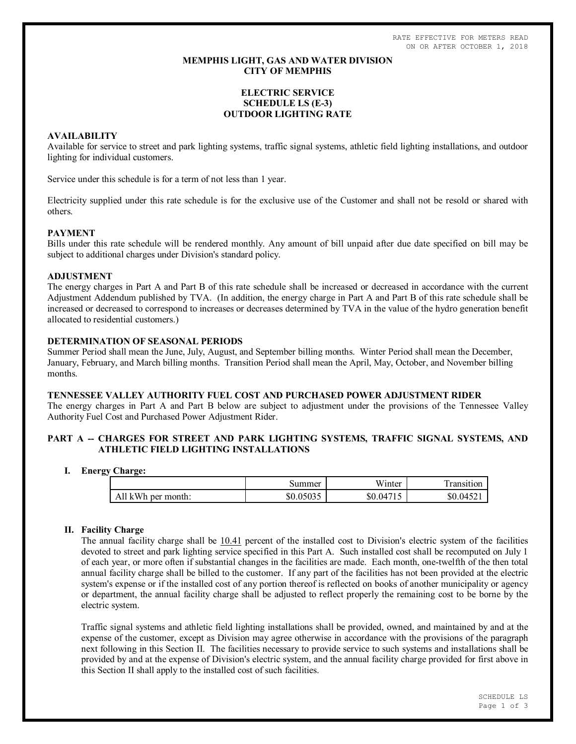RATE EFFECTIVE FOR METERS READ ON OR AFTER OCTOBER 1, 2018

# MEMPHIS LIGHT, GAS AND WATER DIVISION
# CITY OF MEMPHIS

## ELECTRIC SERVICE
## SCHEDULE LS (E-3)
## OUTDOOR LIGHTING RATE

### AVAILABILITY

Available for service to street and park lighting systems, traffic signal systems, athletic field lighting installations, and outdoor lighting for individual customers.

Service under this schedule is for a term of not less than 1 year.

Electricity supplied under this rate schedule is for the exclusive use of the Customer and shall not be resold or shared with others.

### PAYMENT

Bills under this rate schedule will be rendered monthly. Any amount of bill unpaid after due date specified on bill may be subject to additional charges under Division's standard policy.

### ADJUSTMENT

The energy charges in Part A and Part B of this rate schedule shall be increased or decreased in accordance with the current Adjustment Addendum published by TVA. (In addition, the energy charge in Part A and Part B of this rate schedule shall be increased or decreased to correspond to increases or decreases determined by TVA in the value of the hydro generation benefit allocated to residential customers.)

### DETERMINATION OF SEASONAL PERIODS

Summer Period shall mean the June, July, August, and September billing months. Winter Period shall mean the December, January, February, and March billing months. Transition Period shall mean the April, May, October, and November billing months.

### TENNESSEE VALLEY AUTHORITY FUEL COST AND PURCHASED POWER ADJUSTMENT RIDER

The energy charges in Part A and Part B below are subject to adjustment under the provisions of the Tennessee Valley Authority Fuel Cost and Purchased Power Adjustment Rider.

### PART A -- CHARGES FOR STREET AND PARK LIGHTING SYSTEMS, TRAFFIC SIGNAL SYSTEMS, AND ATHLETIC FIELD LIGHTING INSTALLATIONS

**I. Energy Charge:**

| | Summer | Winter | Transition |
|---|---|---|---|
| All kWh per month: | $0.05035 | $0.04715 | $0.04521 |

**II. Facility Charge**

The annual facility charge shall be 10.41 percent of the installed cost to Division's electric system of the facilities devoted to street and park lighting service specified in this Part A. Such installed cost shall be recomputed on July 1 of each year, or more often if substantial changes in the facilities are made. Each month, one-twelfth of the then total annual facility charge shall be billed to the customer. If any part of the facilities has not been provided at the electric system's expense or if the installed cost of any portion thereof is reflected on books of another municipality or agency or department, the annual facility charge shall be adjusted to reflect properly the remaining cost to be borne by the electric system.

Traffic signal systems and athletic field lighting installations shall be provided, owned, and maintained by and at the expense of the customer, except as Division may agree otherwise in accordance with the provisions of the paragraph next following in this Section II. The facilities necessary to provide service to such systems and installations shall be provided by and at the expense of Division's electric system, and the annual facility charge provided for first above in this Section II shall apply to the installed cost of such facilities.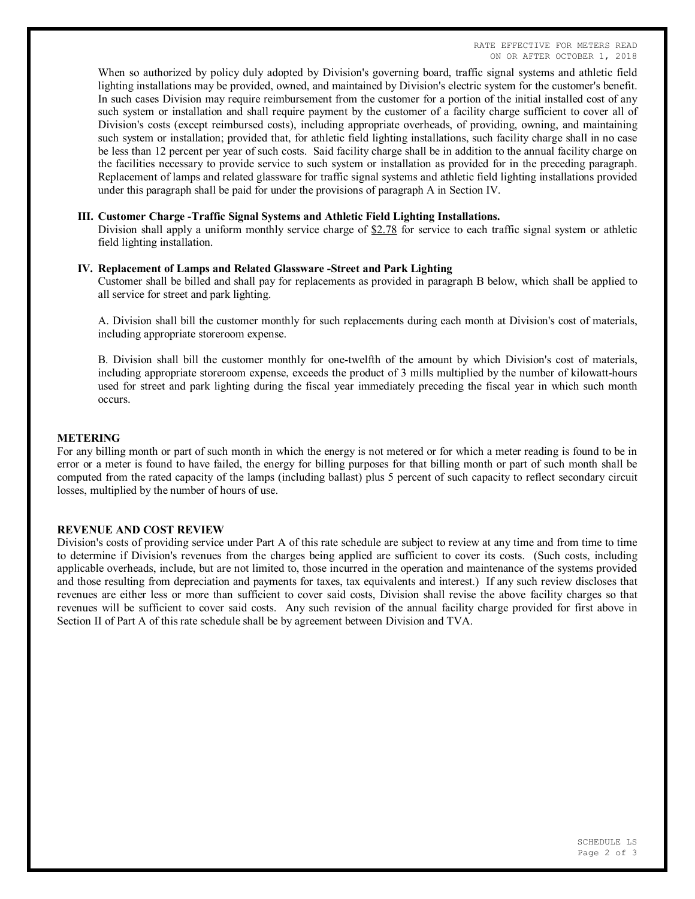When so authorized by policy duly adopted by Division's governing board, traffic signal systems and athletic field lighting installations may be provided, owned, and maintained by Division's electric system for the customer's benefit. In such cases Division may require reimbursement from the customer for a portion of the initial installed cost of any such system or installation and shall require payment by the customer of a facility charge sufficient to cover all of Division's costs (except reimbursed costs), including appropriate overheads, of providing, owning, and maintaining such system or installation; provided that, for athletic field lighting installations, such facility charge shall in no case be less than 12 percent per year of such costs. Said facility charge shall be in addition to the annual facility charge on the facilities necessary to provide service to such system or installation as provided for in the preceding paragraph. Replacement of lamps and related glassware for traffic signal systems and athletic field lighting installations provided under this paragraph shall be paid for under the provisions of paragraph A in Section IV.

**III. Customer Charge -Traffic Signal Systems and Athletic Field Lighting Installations.**
Division shall apply a uniform monthly service charge of $2.78 for service to each traffic signal system or athletic field lighting installation.

**IV. Replacement of Lamps and Related Glassware -Street and Park Lighting**
Customer shall be billed and shall pay for replacements as provided in paragraph B below, which shall be applied to all service for street and park lighting.

A. Division shall bill the customer monthly for such replacements during each month at Division's cost of materials, including appropriate storeroom expense.

B. Division shall bill the customer monthly for one-twelfth of the amount by which Division's cost of materials, including appropriate storeroom expense, exceeds the product of 3 mills multiplied by the number of kilowatt-hours used for street and park lighting during the fiscal year immediately preceding the fiscal year in which such month occurs.

**METERING**
For any billing month or part of such month in which the energy is not metered or for which a meter reading is found to be in error or a meter is found to have failed, the energy for billing purposes for that billing month or part of such month shall be computed from the rated capacity of the lamps (including ballast) plus 5 percent of such capacity to reflect secondary circuit losses, multiplied by the number of hours of use.

**REVENUE AND COST REVIEW**
Division's costs of providing service under Part A of this rate schedule are subject to review at any time and from time to time to determine if Division's revenues from the charges being applied are sufficient to cover its costs. (Such costs, including applicable overheads, include, but are not limited to, those incurred in the operation and maintenance of the systems provided and those resulting from depreciation and payments for taxes, tax equivalents and interest.) If any such review discloses that revenues are either less or more than sufficient to cover said costs, Division shall revise the above facility charges so that revenues will be sufficient to cover said costs. Any such revision of the annual facility charge provided for first above in Section II of Part A of this rate schedule shall be by agreement between Division and TVA.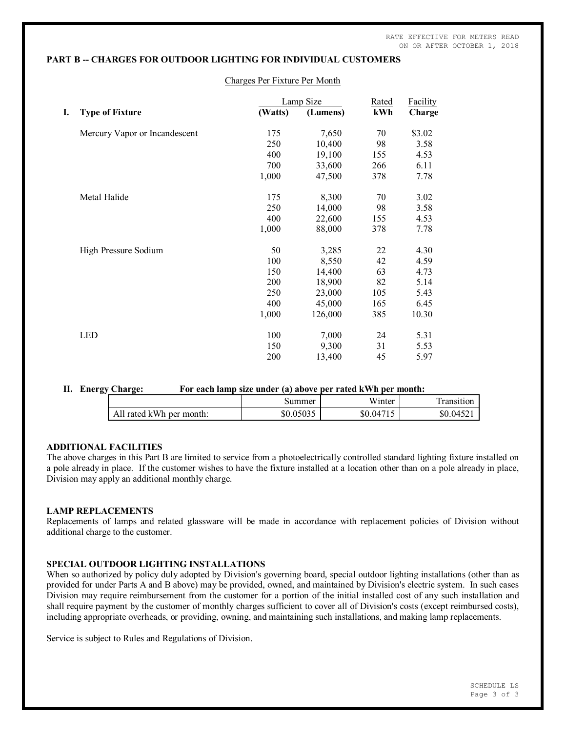RATE EFFECTIVE FOR METERS READ ON OR AFTER OCTOBER 1, 2018

## PART B -- CHARGES FOR OUTDOOR LIGHTING FOR INDIVIDUAL CUSTOMERS

Charges Per Fixture Per Month

| I. Type of Fixture | Lamp Size (Watts) | Lamp Size (Lumens) | Rated kWh | Facility Charge |
|---|---|---|---|---|
| Mercury Vapor or Incandescent | 175 | 7,650 | 70 | $3.02 |
| | 250 | 10,400 | 98 | 3.58 |
| | 400 | 19,100 | 155 | 4.53 |
| | 700 | 33,600 | 266 | 6.11 |
| | 1,000 | 47,500 | 378 | 7.78 |
| Metal Halide | 175 | 8,300 | 70 | 3.02 |
| | 250 | 14,000 | 98 | 3.58 |
| | 400 | 22,600 | 155 | 4.53 |
| | 1,000 | 88,000 | 378 | 7.78 |
| High Pressure Sodium | 50 | 3,285 | 22 | 4.30 |
| | 100 | 8,550 | 42 | 4.59 |
| | 150 | 14,400 | 63 | 4.73 |
| | 200 | 18,900 | 82 | 5.14 |
| | 250 | 23,000 | 105 | 5.43 |
| | 400 | 45,000 | 165 | 6.45 |
| | 1,000 | 126,000 | 385 | 10.30 |
| LED | 100 | 7,000 | 24 | 5.31 |
| | 150 | 9,300 | 31 | 5.53 |
| | 200 | 13,400 | 45 | 5.97 |

**II. Energy Charge: For each lamp size under (a) above per rated kWh per month:**

| | Summer | Winter | Transition |
|---|---|---|---|
| All rated kWh per month: | $0.05035 | $0.04715 | $0.04521 |

### ADDITIONAL FACILITIES

The above charges in this Part B are limited to service from a photoelectrically controlled standard lighting fixture installed on a pole already in place. If the customer wishes to have the fixture installed at a location other than on a pole already in place, Division may apply an additional monthly charge.

### LAMP REPLACEMENTS

Replacements of lamps and related glassware will be made in accordance with replacement policies of Division without additional charge to the customer.

### SPECIAL OUTDOOR LIGHTING INSTALLATIONS

When so authorized by policy duly adopted by Division's governing board, special outdoor lighting installations (other than as provided for under Parts A and B above) may be provided, owned, and maintained by Division's electric system. In such cases Division may require reimbursement from the customer for a portion of the initial installed cost of any such installation and shall require payment by the customer of monthly charges sufficient to cover all of Division's costs (except reimbursed costs), including appropriate overheads, or providing, owning, and maintaining such installations, and making lamp replacements.

Service is subject to Rules and Regulations of Division.

SCHEDULE LS